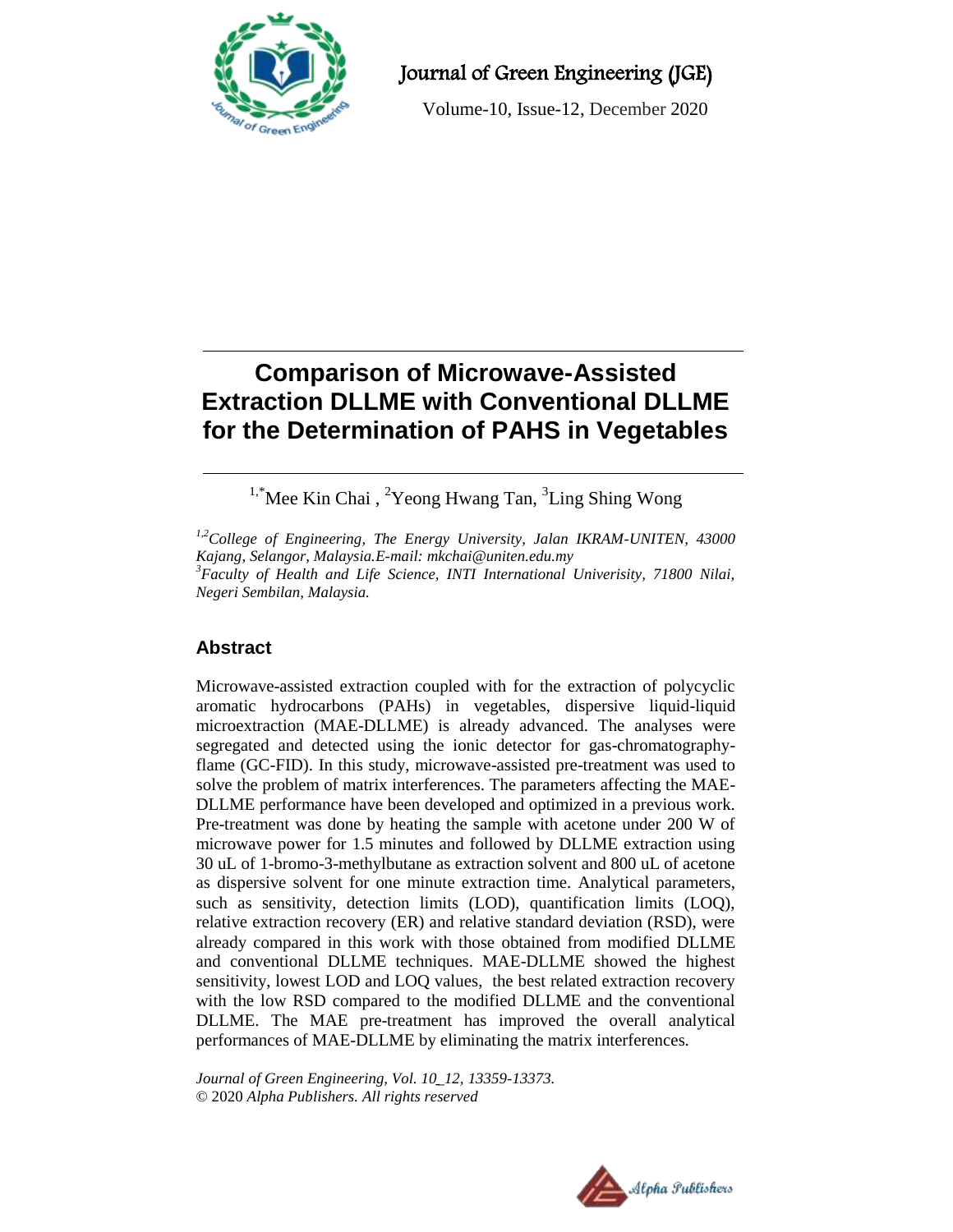# Comparison of Microwave-Assisted Extraction DLLME with Conventional DLLME for the Determination of PAHS in Vegetables

[1,*]Mee Kin Chai , [2]Yeong Hwang Tan, [3]Ling Shing Wong

*[1,2]College of Engineering, The Energy University, Jalan IKRAM-UNITEN, 43000 Kajang, Selangor, Malaysia.E-mail: mkchai@uniten.edu.my*
*[3]Faculty of Health and Life Science, INTI International Univerisity, 71800 Nilai, Negeri Sembilan, Malaysia.*

## Abstract

Microwave-assisted extraction coupled with for the extraction of polycyclic aromatic hydrocarbons (PAHs) in vegetables, dispersive liquid-liquid microextraction (MAE-DLLME) is already advanced. The analyses were segregated and detected using the ionic detector for gas-chromatography-flame (GC-FID). In this study, microwave-assisted pre-treatment was used to solve the problem of matrix interferences. The parameters affecting the MAE-DLLME performance have been developed and optimized in a previous work. Pre-treatment was done by heating the sample with acetone under 200 W of microwave power for 1.5 minutes and followed by DLLME extraction using 30 uL of 1-bromo-3-methylbutane as extraction solvent and 800 uL of acetone as dispersive solvent for one minute extraction time. Analytical parameters, such as sensitivity, detection limits (LOD), quantification limits (LOQ), relative extraction recovery (ER) and relative standard deviation (RSD), were already compared in this work with those obtained from modified DLLME and conventional DLLME techniques. MAE-DLLME showed the highest sensitivity, lowest LOD and LOQ values, the best related extraction recovery with the low RSD compared to the modified DLLME and the conventional DLLME. The MAE pre-treatment has improved the overall analytical performances of MAE-DLLME by eliminating the matrix interferences.

*Journal of Green Engineering, Vol. 10_12, 13359-13373.*
© 2020 *Alpha Publishers. All rights reserved*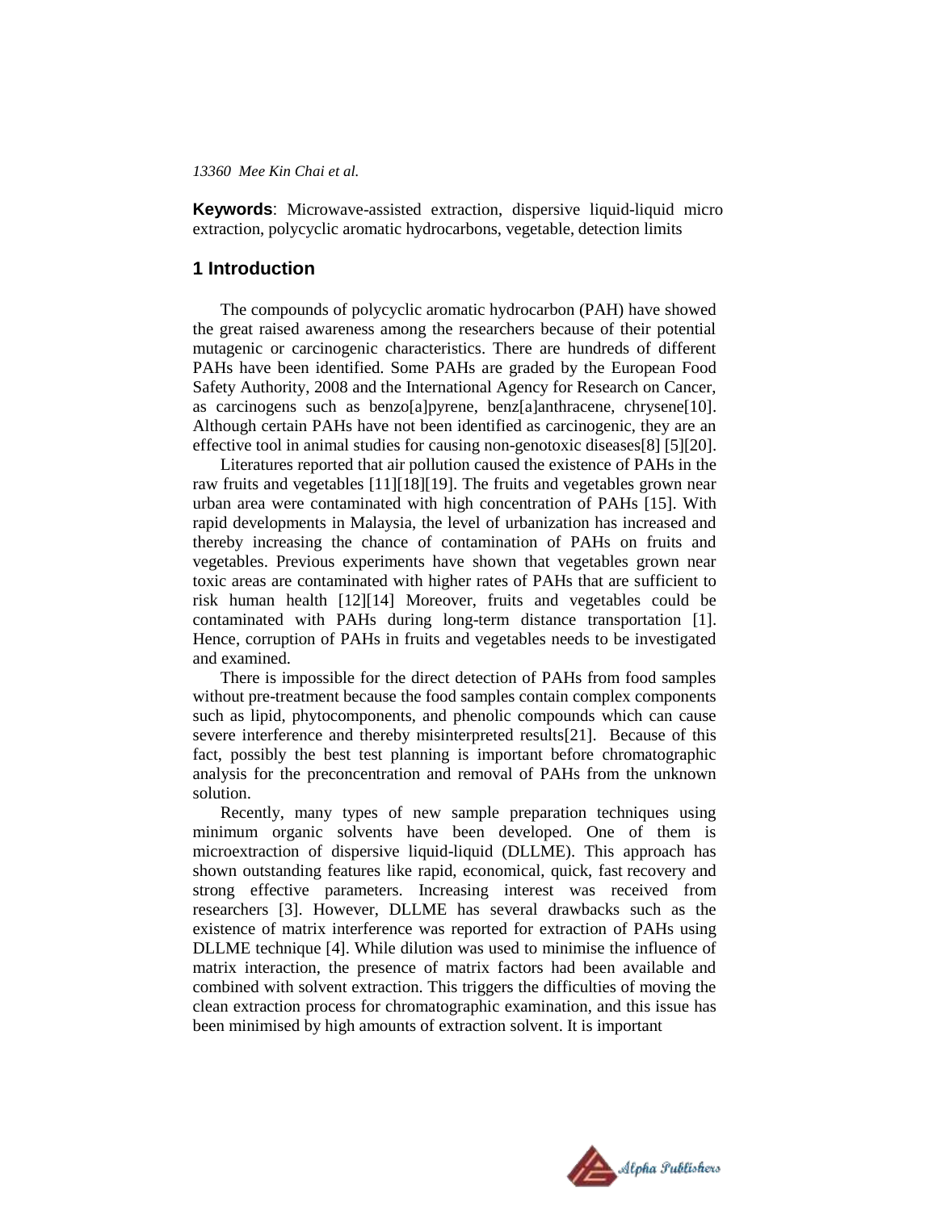**Keywords**: Microwave-assisted extraction, dispersive liquid-liquid micro extraction, polycyclic aromatic hydrocarbons, vegetable, detection limits

## 1 Introduction

The compounds of polycyclic aromatic hydrocarbon (PAH) have showed the great raised awareness among the researchers because of their potential mutagenic or carcinogenic characteristics. There are hundreds of different PAHs have been identified. Some PAHs are graded by the European Food Safety Authority, 2008 and the International Agency for Research on Cancer, as carcinogens such as benzo[a]pyrene, benz[a]anthracene, chrysene[10]. Although certain PAHs have not been identified as carcinogenic, they are an effective tool in animal studies for causing non-genotoxic diseases[8] [5][20].

Literatures reported that air pollution caused the existence of PAHs in the raw fruits and vegetables [11][18][19]. The fruits and vegetables grown near urban area were contaminated with high concentration of PAHs [15]. With rapid developments in Malaysia, the level of urbanization has increased and thereby increasing the chance of contamination of PAHs on fruits and vegetables. Previous experiments have shown that vegetables grown near toxic areas are contaminated with higher rates of PAHs that are sufficient to risk human health [12][14] Moreover, fruits and vegetables could be contaminated with PAHs during long-term distance transportation [1]. Hence, corruption of PAHs in fruits and vegetables needs to be investigated and examined.

There is impossible for the direct detection of PAHs from food samples without pre-treatment because the food samples contain complex components such as lipid, phytocomponents, and phenolic compounds which can cause severe interference and thereby misinterpreted results[21]. Because of this fact, possibly the best test planning is important before chromatographic analysis for the preconcentration and removal of PAHs from the unknown solution.

Recently, many types of new sample preparation techniques using minimum organic solvents have been developed. One of them is microextraction of dispersive liquid-liquid (DLLME). This approach has shown outstanding features like rapid, economical, quick, fast recovery and strong effective parameters. Increasing interest was received from researchers [3]. However, DLLME has several drawbacks such as the existence of matrix interference was reported for extraction of PAHs using DLLME technique [4]. While dilution was used to minimise the influence of matrix interaction, the presence of matrix factors had been available and combined with solvent extraction. This triggers the difficulties of moving the clean extraction process for chromatographic examination, and this issue has been minimised by high amounts of extraction solvent. It is important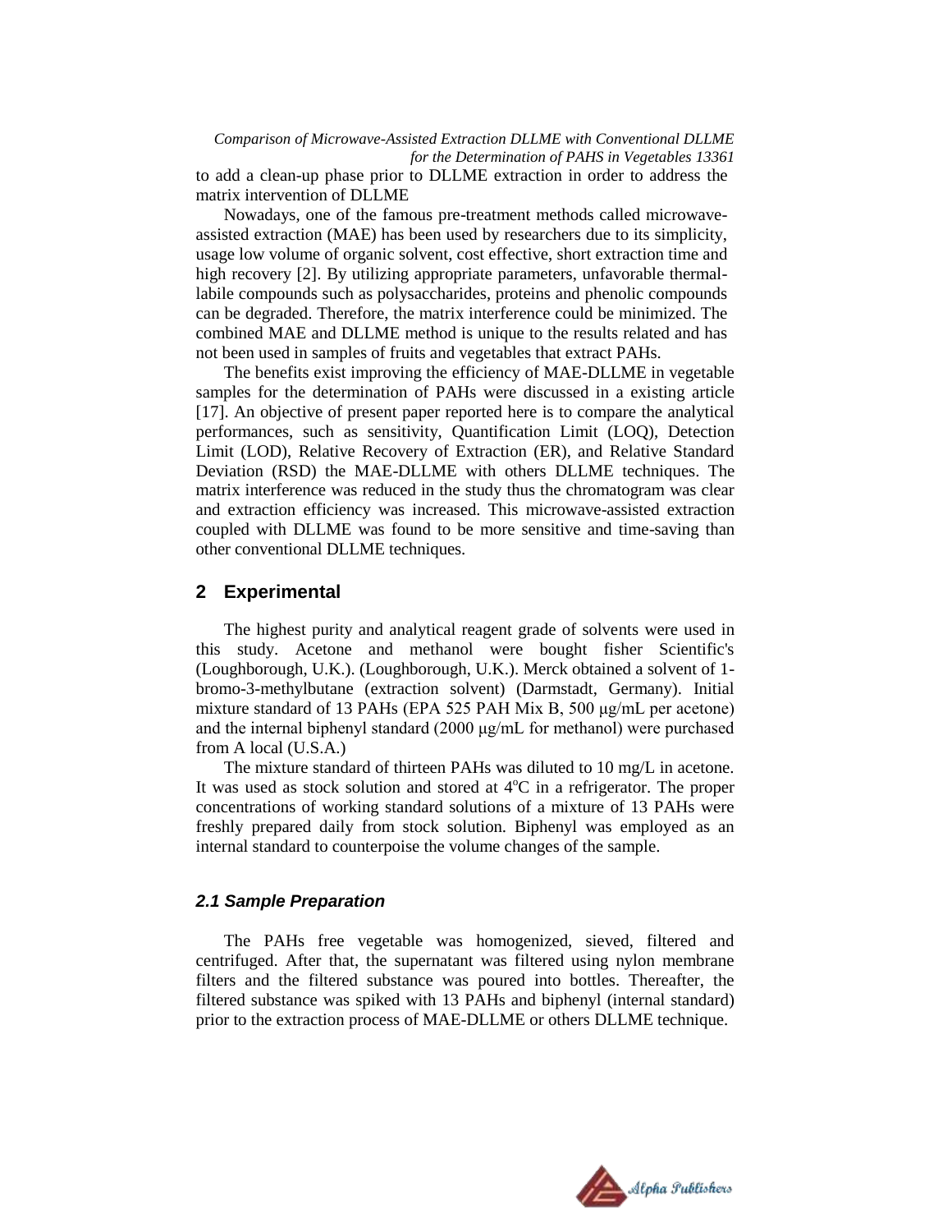to add a clean-up phase prior to DLLME extraction in order to address the matrix intervention of DLLME

Nowadays, one of the famous pre-treatment methods called microwave-assisted extraction (MAE) has been used by researchers due to its simplicity, usage low volume of organic solvent, cost effective, short extraction time and high recovery [2]. By utilizing appropriate parameters, unfavorable thermal-labile compounds such as polysaccharides, proteins and phenolic compounds can be degraded. Therefore, the matrix interference could be minimized. The combined MAE and DLLME method is unique to the results related and has not been used in samples of fruits and vegetables that extract PAHs.

The benefits exist improving the efficiency of MAE-DLLME in vegetable samples for the determination of PAHs were discussed in a existing article [17]. An objective of present paper reported here is to compare the analytical performances, such as sensitivity, Quantification Limit (LOQ), Detection Limit (LOD), Relative Recovery of Extraction (ER), and Relative Standard Deviation (RSD) the MAE-DLLME with others DLLME techniques. The matrix interference was reduced in the study thus the chromatogram was clear and extraction efficiency was increased. This microwave-assisted extraction coupled with DLLME was found to be more sensitive and time-saving than other conventional DLLME techniques.

## 2 Experimental

The highest purity and analytical reagent grade of solvents were used in this study. Acetone and methanol were bought fisher Scientific's (Loughborough, U.K.). (Loughborough, U.K.). Merck obtained a solvent of 1-bromo-3-methylbutane (extraction solvent) (Darmstadt, Germany). Initial mixture standard of 13 PAHs (EPA 525 PAH Mix B, 500 μg/mL per acetone) and the internal biphenyl standard (2000 μg/mL for methanol) were purchased from A local (U.S.A.)

The mixture standard of thirteen PAHs was diluted to 10 mg/L in acetone. It was used as stock solution and stored at 4°C in a refrigerator. The proper concentrations of working standard solutions of a mixture of 13 PAHs were freshly prepared daily from stock solution. Biphenyl was employed as an internal standard to counterpoise the volume changes of the sample.

### *2.1 Sample Preparation*

The PAHs free vegetable was homogenized, sieved, filtered and centrifuged. After that, the supernatant was filtered using nylon membrane filters and the filtered substance was poured into bottles. Thereafter, the filtered substance was spiked with 13 PAHs and biphenyl (internal standard) prior to the extraction process of MAE-DLLME or others DLLME technique.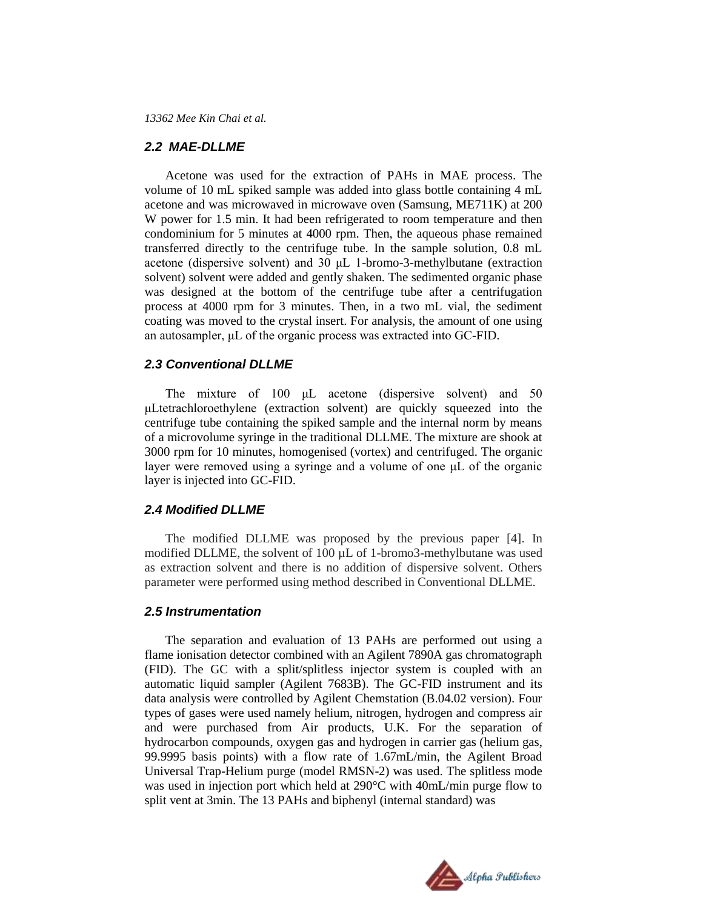### 2.2 MAE-DLLME

Acetone was used for the extraction of PAHs in MAE process. The volume of 10 mL spiked sample was added into glass bottle containing 4 mL acetone and was microwaved in microwave oven (Samsung, ME711K) at 200 W power for 1.5 min. It had been refrigerated to room temperature and then condominium for 5 minutes at 4000 rpm. Then, the aqueous phase remained transferred directly to the centrifuge tube. In the sample solution, 0.8 mL acetone (dispersive solvent) and 30 μL 1-bromo-3-methylbutane (extraction solvent) solvent were added and gently shaken. The sedimented organic phase was designed at the bottom of the centrifuge tube after a centrifugation process at 4000 rpm for 3 minutes. Then, in a two mL vial, the sediment coating was moved to the crystal insert. For analysis, the amount of one using an autosampler, μL of the organic process was extracted into GC-FID.

### 2.3 Conventional DLLME

The mixture of 100 μL acetone (dispersive solvent) and 50 μLtetrachloroethylene (extraction solvent) are quickly squeezed into the centrifuge tube containing the spiked sample and the internal norm by means of a microvolume syringe in the traditional DLLME. The mixture are shook at 3000 rpm for 10 minutes, homogenised (vortex) and centrifuged. The organic layer were removed using a syringe and a volume of one μL of the organic layer is injected into GC-FID.

### 2.4 Modified DLLME

The modified DLLME was proposed by the previous paper [4]. In modified DLLME, the solvent of 100 μL of 1-bromo3-methylbutane was used as extraction solvent and there is no addition of dispersive solvent. Others parameter were performed using method described in Conventional DLLME.

### 2.5 Instrumentation

The separation and evaluation of 13 PAHs are performed out using a flame ionisation detector combined with an Agilent 7890A gas chromatograph (FID). The GC with a split/splitless injector system is coupled with an automatic liquid sampler (Agilent 7683B). The GC-FID instrument and its data analysis were controlled by Agilent Chemstation (B.04.02 version). Four types of gases were used namely helium, nitrogen, hydrogen and compress air and were purchased from Air products, U.K. For the separation of hydrocarbon compounds, oxygen gas and hydrogen in carrier gas (helium gas, 99.9995 basis points) with a flow rate of 1.67mL/min, the Agilent Broad Universal Trap-Helium purge (model RMSN-2) was used. The splitless mode was used in injection port which held at 290°C with 40mL/min purge flow to split vent at 3min. The 13 PAHs and biphenyl (internal standard) was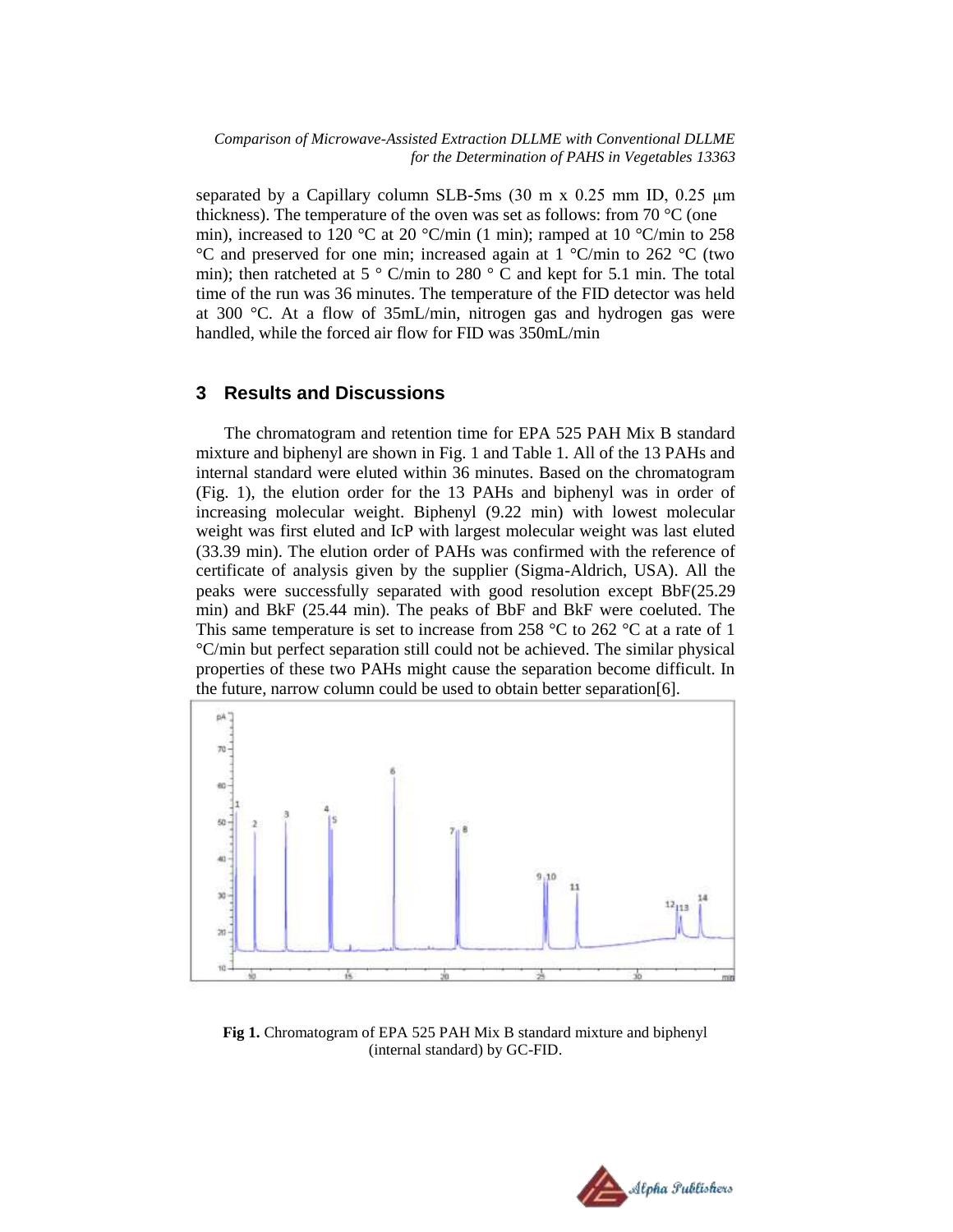separated by a Capillary column SLB-5ms (30 m x 0.25 mm ID, 0.25 μm thickness). The temperature of the oven was set as follows: from 70 °C (one min), increased to 120 °C at 20 °C/min (1 min); ramped at 10 °C/min to 258 °C and preserved for one min; increased again at 1 °C/min to 262 °C (two min); then ratcheted at 5 ° C/min to 280 ° C and kept for 5.1 min. The total time of the run was 36 minutes. The temperature of the FID detector was held at 300 °C. At a flow of 35mL/min, nitrogen gas and hydrogen gas were handled, while the forced air flow for FID was 350mL/min

## 3 Results and Discussions

The chromatogram and retention time for EPA 525 PAH Mix B standard mixture and biphenyl are shown in Fig. 1 and Table 1. All of the 13 PAHs and internal standard were eluted within 36 minutes. Based on the chromatogram (Fig. 1), the elution order for the 13 PAHs and biphenyl was in order of increasing molecular weight. Biphenyl (9.22 min) with lowest molecular weight was first eluted and IcP with largest molecular weight was last eluted (33.39 min). The elution order of PAHs was confirmed with the reference of certificate of analysis given by the supplier (Sigma-Aldrich, USA). All the peaks were successfully separated with good resolution except BbF(25.29 min) and BkF (25.44 min). The peaks of BbF and BkF were coeluted. The This same temperature is set to increase from 258 °C to 262 °C at a rate of 1 °C/min but perfect separation still could not be achieved. The similar physical properties of these two PAHs might cause the separation become difficult. In the future, narrow column could be used to obtain better separation[6].

**Fig 1.** Chromatogram of EPA 525 PAH Mix B standard mixture and biphenyl (internal standard) by GC-FID.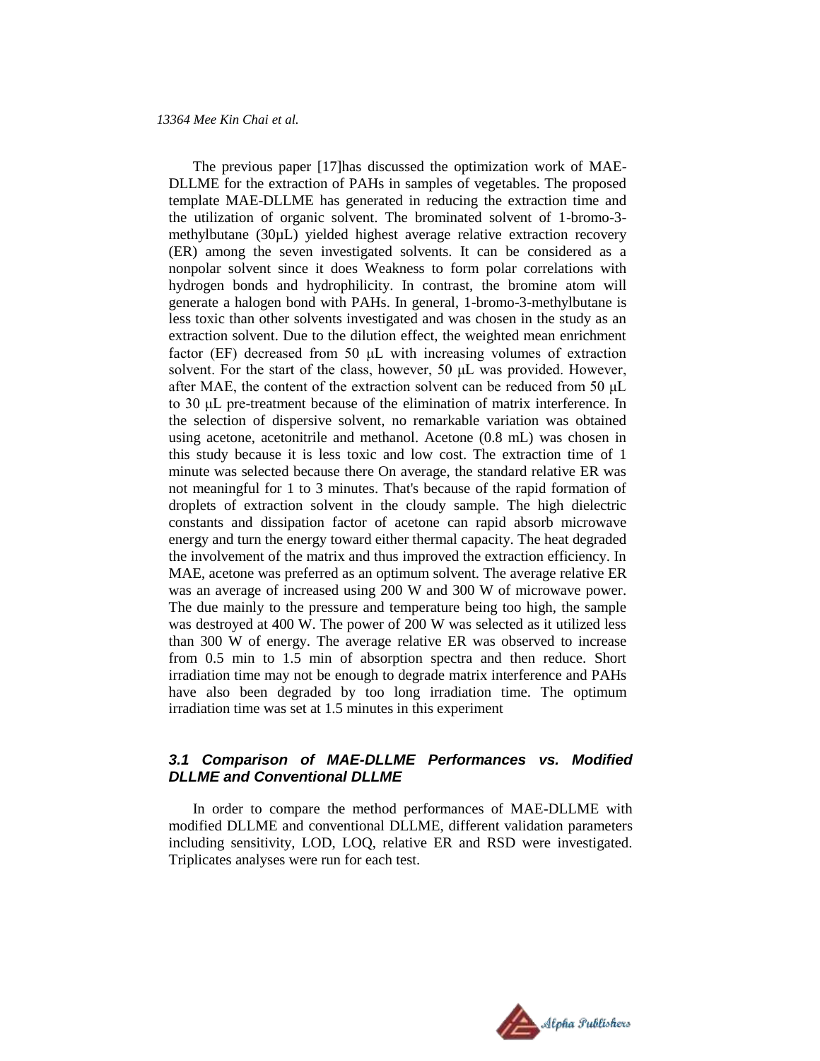The previous paper [17]has discussed the optimization work of MAE-DLLME for the extraction of PAHs in samples of vegetables. The proposed template MAE-DLLME has generated in reducing the extraction time and the utilization of organic solvent. The brominated solvent of 1-bromo-3-methylbutane (30μL) yielded highest average relative extraction recovery (ER) among the seven investigated solvents. It can be considered as a nonpolar solvent since it does Weakness to form polar correlations with hydrogen bonds and hydrophilicity. In contrast, the bromine atom will generate a halogen bond with PAHs. In general, 1-bromo-3-methylbutane is less toxic than other solvents investigated and was chosen in the study as an extraction solvent. Due to the dilution effect, the weighted mean enrichment factor (EF) decreased from 50 μL with increasing volumes of extraction solvent. For the start of the class, however, 50 μL was provided. However, after MAE, the content of the extraction solvent can be reduced from 50 μL to 30 μL pre-treatment because of the elimination of matrix interference. In the selection of dispersive solvent, no remarkable variation was obtained using acetone, acetonitrile and methanol. Acetone (0.8 mL) was chosen in this study because it is less toxic and low cost. The extraction time of 1 minute was selected because there On average, the standard relative ER was not meaningful for 1 to 3 minutes. That's because of the rapid formation of droplets of extraction solvent in the cloudy sample. The high dielectric constants and dissipation factor of acetone can rapid absorb microwave energy and turn the energy toward either thermal capacity. The heat degraded the involvement of the matrix and thus improved the extraction efficiency. In MAE, acetone was preferred as an optimum solvent. The average relative ER was an average of increased using 200 W and 300 W of microwave power. The due mainly to the pressure and temperature being too high, the sample was destroyed at 400 W. The power of 200 W was selected as it utilized less than 300 W of energy. The average relative ER was observed to increase from 0.5 min to 1.5 min of absorption spectra and then reduce. Short irradiation time may not be enough to degrade matrix interference and PAHs have also been degraded by too long irradiation time. The optimum irradiation time was set at 1.5 minutes in this experiment

### 3.1 Comparison of MAE-DLLME Performances vs. Modified DLLME and Conventional DLLME

In order to compare the method performances of MAE-DLLME with modified DLLME and conventional DLLME, different validation parameters including sensitivity, LOD, LOQ, relative ER and RSD were investigated. Triplicates analyses were run for each test.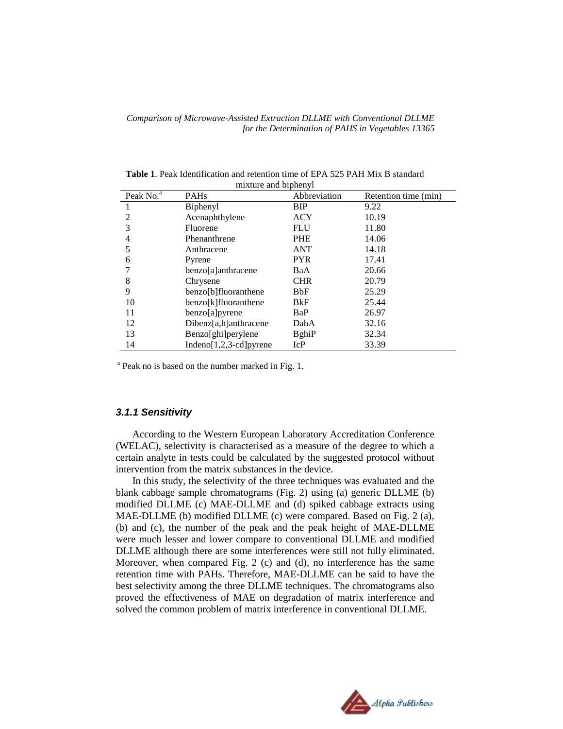**Table 1**. Peak Identification and retention time of EPA 525 PAH Mix B standard mixture and biphenyl

| Peak No.[a] | PAHs | Abbreviation | Retention time (min) |
|---|---|---|---|
| 1 | Biphenyl | BIP | 9.22 |
| 2 | Acenaphthylene | ACY | 10.19 |
| 3 | Fluorene | FLU | 11.80 |
| 4 | Phenanthrene | PHE | 14.06 |
| 5 | Anthracene | ANT | 14.18 |
| 6 | Pyrene | PYR | 17.41 |
| 7 | benzo[a]anthracene | BaA | 20.66 |
| 8 | Chrysene | CHR | 20.79 |
| 9 | benzo[b]fluoranthene | BbF | 25.29 |
| 10 | benzo[k]fluoranthene | BkF | 25.44 |
| 11 | benzo[a]pyrene | BaP | 26.97 |
| 12 | Dibenz[a,h]anthracene | DahA | 32.16 |
| 13 | Benzo[ghi]perylene | BghiP | 32.34 |
| 14 | Indeno[1,2,3-cd]pyrene | IcP | 33.39 |

[a] Peak no is based on the number marked in Fig. 1.

### *3.1.1 Sensitivity*

According to the Western European Laboratory Accreditation Conference (WELAC), selectivity is characterised as a measure of the degree to which a certain analyte in tests could be calculated by the suggested protocol without intervention from the matrix substances in the device.

In this study, the selectivity of the three techniques was evaluated and the blank cabbage sample chromatograms (Fig. 2) using (a) generic DLLME (b) modified DLLME (c) MAE-DLLME and (d) spiked cabbage extracts using MAE-DLLME (b) modified DLLME (c) were compared. Based on Fig. 2 (a), (b) and (c), the number of the peak and the peak height of MAE-DLLME were much lesser and lower compare to conventional DLLME and modified DLLME although there are some interferences were still not fully eliminated. Moreover, when compared Fig. 2 (c) and (d), no interference has the same retention time with PAHs. Therefore, MAE-DLLME can be said to have the best selectivity among the three DLLME techniques. The chromatograms also proved the effectiveness of MAE on degradation of matrix interference and solved the common problem of matrix interference in conventional DLLME.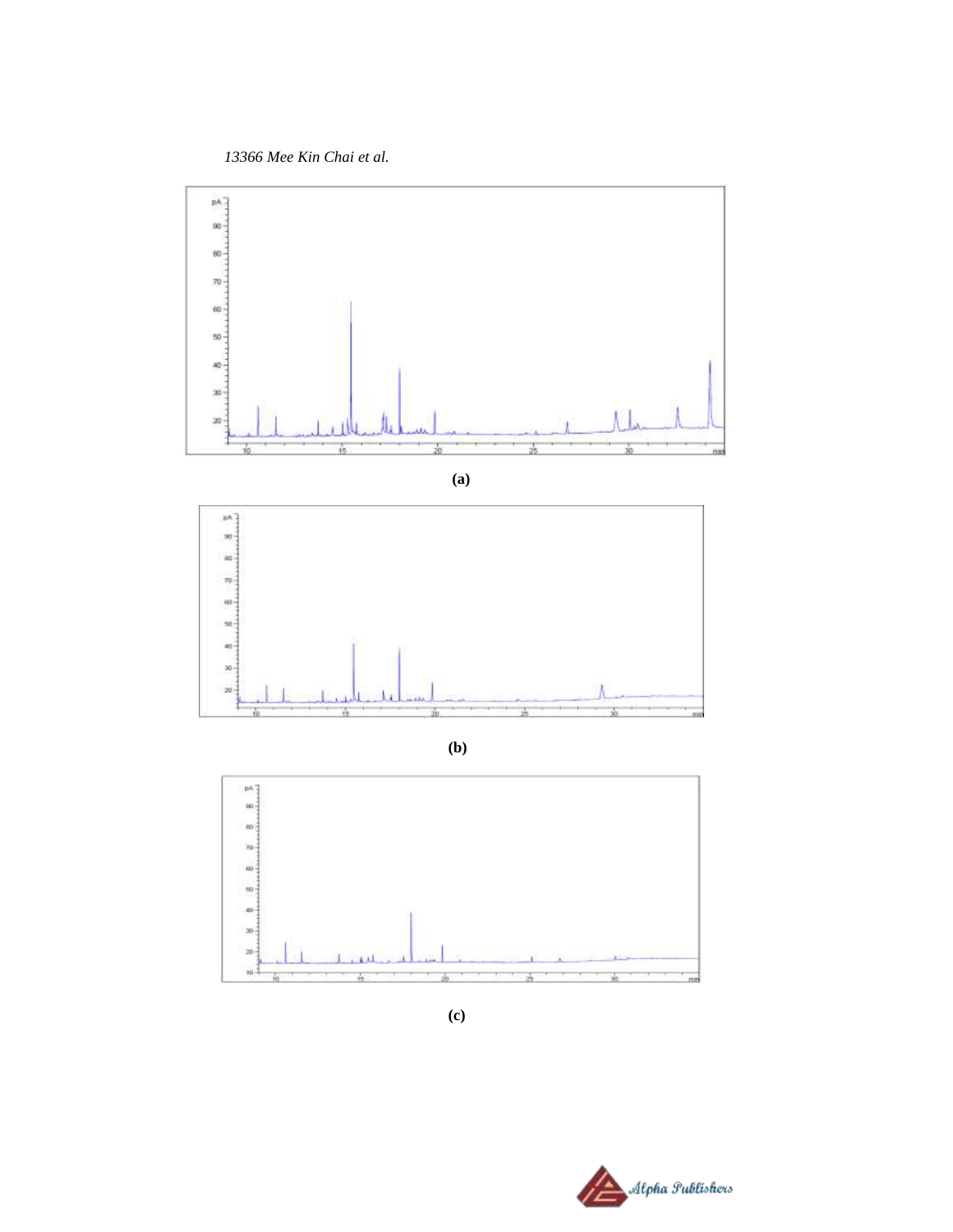(a)

(b)

(c)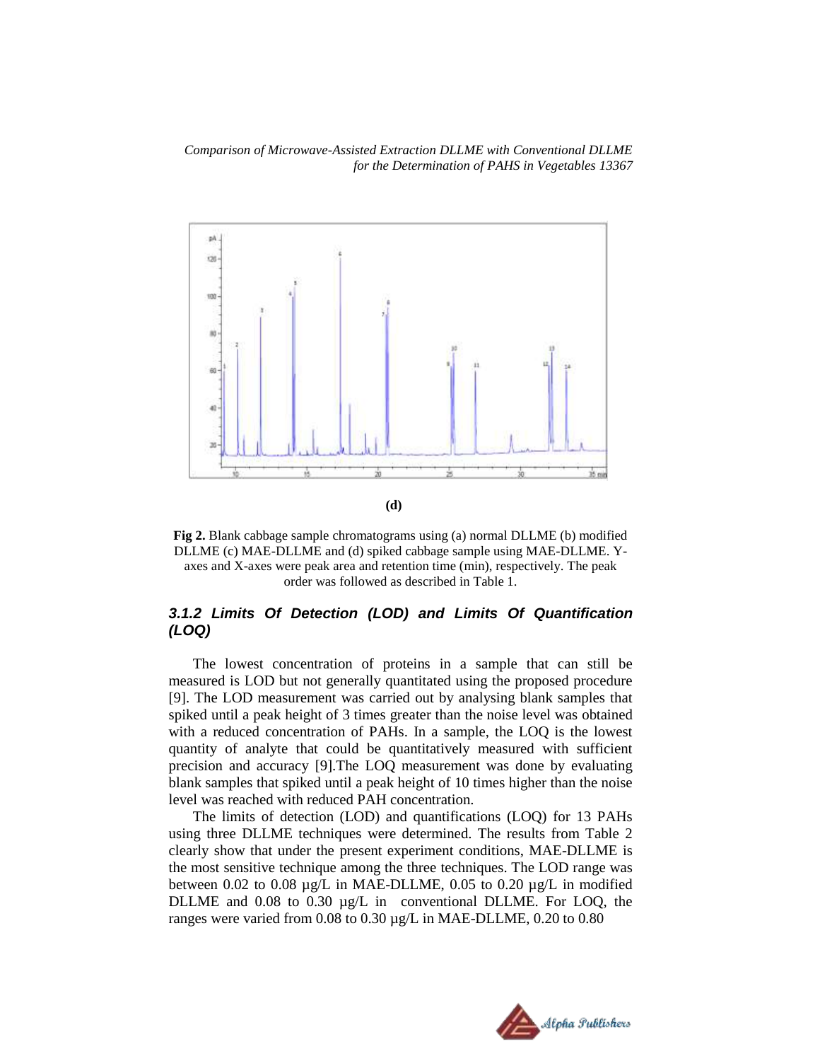(d)

**Fig 2.** Blank cabbage sample chromatograms using (a) normal DLLME (b) modified DLLME (c) MAE-DLLME and (d) spiked cabbage sample using MAE-DLLME. Y-axes and X-axes were peak area and retention time (min), respectively. The peak order was followed as described in Table 1.

### *3.1.2 Limits Of Detection (LOD) and Limits Of Quantification (LOQ)*

The lowest concentration of proteins in a sample that can still be measured is LOD but not generally quantitated using the proposed procedure [9]. The LOD measurement was carried out by analysing blank samples that spiked until a peak height of 3 times greater than the noise level was obtained with a reduced concentration of PAHs. In a sample, the LOQ is the lowest quantity of analyte that could be quantitatively measured with sufficient precision and accuracy [9].The LOQ measurement was done by evaluating blank samples that spiked until a peak height of 10 times higher than the noise level was reached with reduced PAH concentration.

The limits of detection (LOD) and quantifications (LOQ) for 13 PAHs using three DLLME techniques were determined. The results from Table 2 clearly show that under the present experiment conditions, MAE-DLLME is the most sensitive technique among the three techniques. The LOD range was between 0.02 to 0.08 µg/L in MAE-DLLME, 0.05 to 0.20 µg/L in modified DLLME and 0.08 to 0.30 µg/L in conventional DLLME. For LOQ, the ranges were varied from 0.08 to 0.30 µg/L in MAE-DLLME, 0.20 to 0.80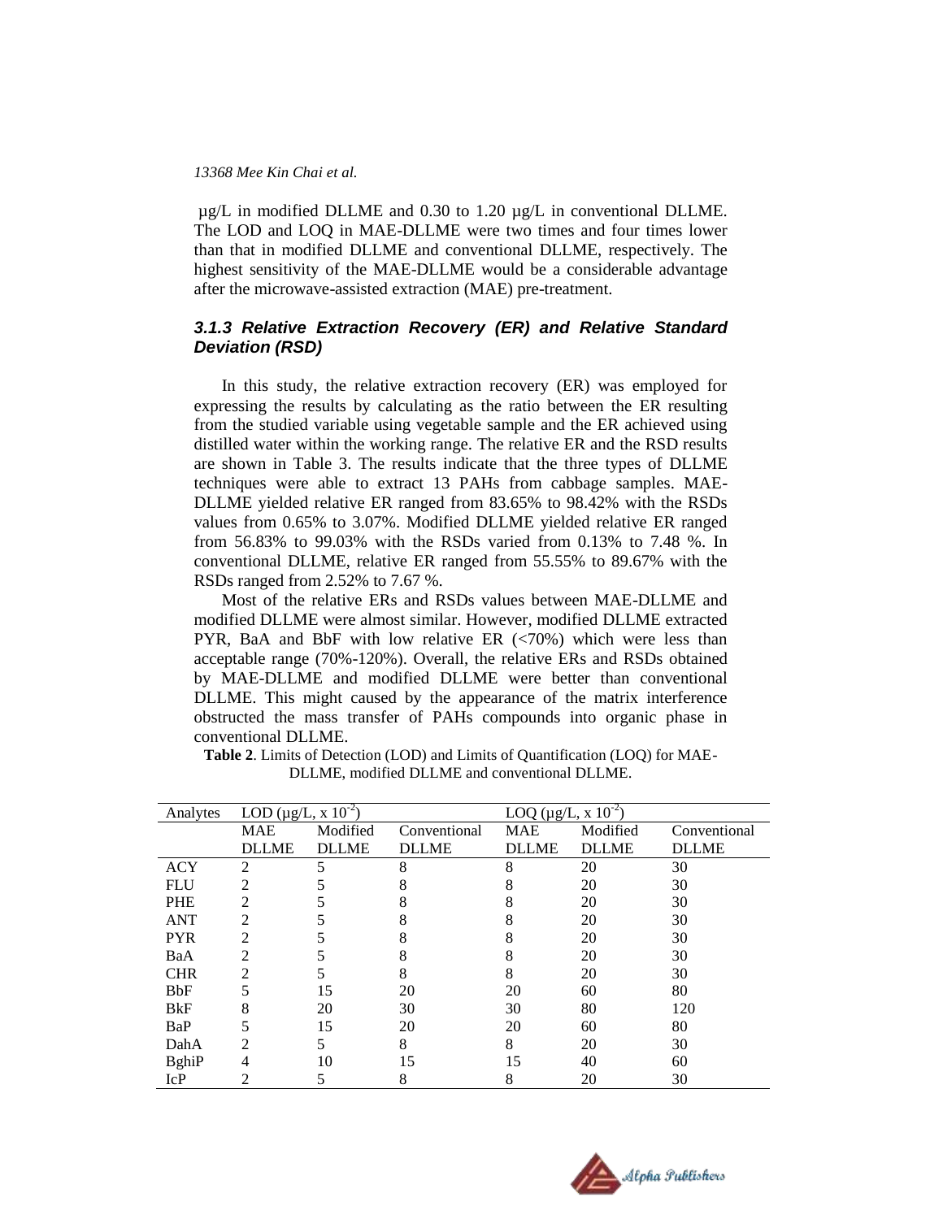µg/L in modified DLLME and 0.30 to 1.20 µg/L in conventional DLLME. The LOD and LOQ in MAE-DLLME were two times and four times lower than that in modified DLLME and conventional DLLME, respectively. The highest sensitivity of the MAE-DLLME would be a considerable advantage after the microwave-assisted extraction (MAE) pre-treatment.

### *3.1.3 Relative Extraction Recovery (ER) and Relative Standard Deviation (RSD)*

In this study, the relative extraction recovery (ER) was employed for expressing the results by calculating as the ratio between the ER resulting from the studied variable using vegetable sample and the ER achieved using distilled water within the working range. The relative ER and the RSD results are shown in Table 3. The results indicate that the three types of DLLME techniques were able to extract 13 PAHs from cabbage samples. MAE-DLLME yielded relative ER ranged from 83.65% to 98.42% with the RSDs values from 0.65% to 3.07%. Modified DLLME yielded relative ER ranged from 56.83% to 99.03% with the RSDs varied from 0.13% to 7.48 %. In conventional DLLME, relative ER ranged from 55.55% to 89.67% with the RSDs ranged from 2.52% to 7.67 %.

Most of the relative ERs and RSDs values between MAE-DLLME and modified DLLME were almost similar. However, modified DLLME extracted PYR, BaA and BbF with low relative ER (<70%) which were less than acceptable range (70%-120%). Overall, the relative ERs and RSDs obtained by MAE-DLLME and modified DLLME were better than conventional DLLME. This might caused by the appearance of the matrix interference obstructed the mass transfer of PAHs compounds into organic phase in conventional DLLME.

**Table 2**. Limits of Detection (LOD) and Limits of Quantification (LOQ) for MAE-DLLME, modified DLLME and conventional DLLME.

| Analytes | LOD (µg/L, x $10^{-2}$) | | | LOQ (µg/L, x $10^{-2}$) | | |
|---|---|---|---|---|---|---|
| | MAE DLLME | Modified DLLME | Conventional DLLME | MAE DLLME | Modified DLLME | Conventional DLLME |
| ACY | 2 | 5 | 8 | 8 | 20 | 30 |
| FLU | 2 | 5 | 8 | 8 | 20 | 30 |
| PHE | 2 | 5 | 8 | 8 | 20 | 30 |
| ANT | 2 | 5 | 8 | 8 | 20 | 30 |
| PYR | 2 | 5 | 8 | 8 | 20 | 30 |
| BaA | 2 | 5 | 8 | 8 | 20 | 30 |
| CHR | 2 | 5 | 8 | 8 | 20 | 30 |
| BbF | 5 | 15 | 20 | 20 | 60 | 80 |
| BkF | 8 | 20 | 30 | 30 | 80 | 120 |
| BaP | 5 | 15 | 20 | 20 | 60 | 80 |
| DahA | 2 | 5 | 8 | 8 | 20 | 30 |
| BghiP | 4 | 10 | 15 | 15 | 40 | 60 |
| IcP | 2 | 5 | 8 | 8 | 20 | 30 |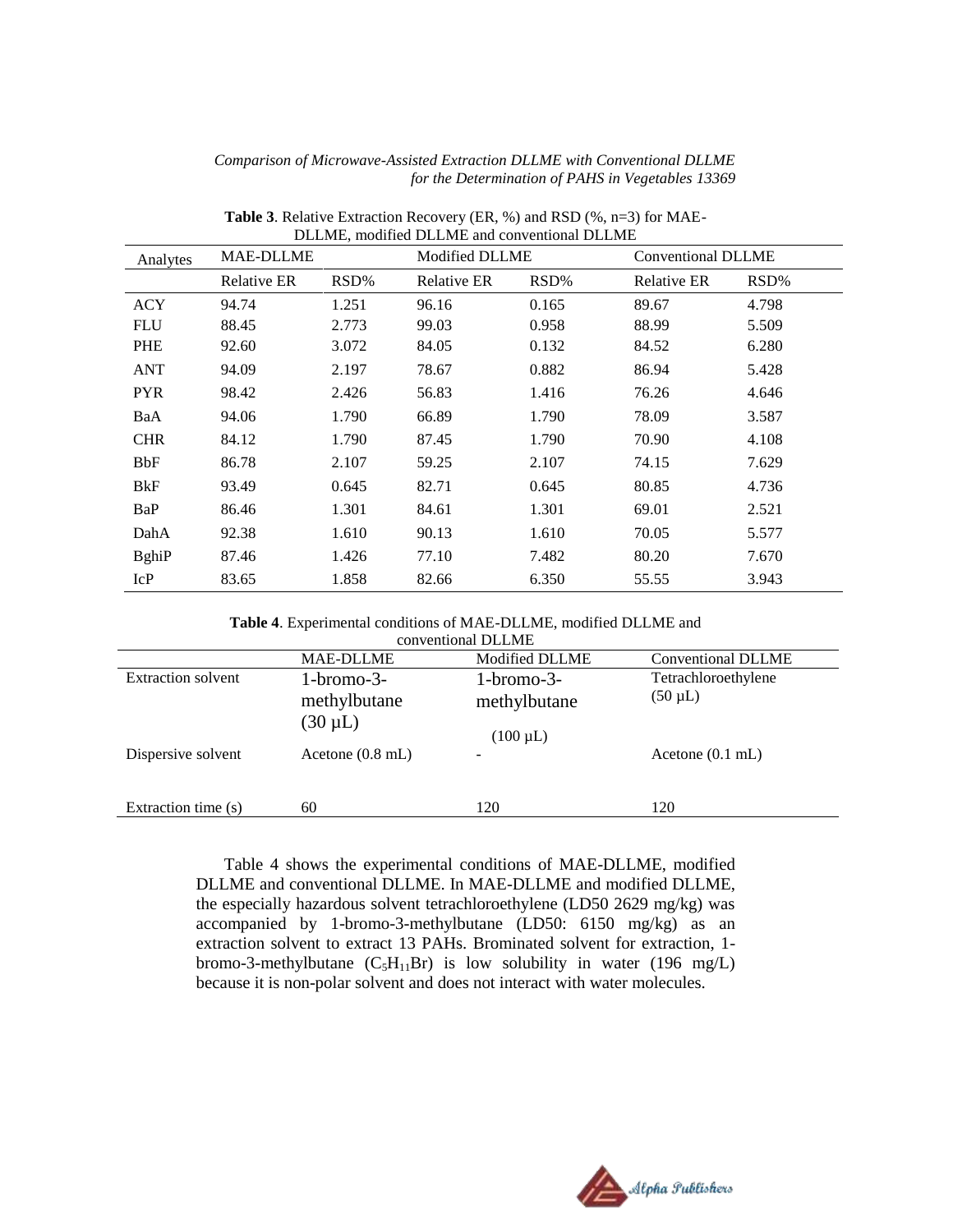**Table 3**. Relative Extraction Recovery (ER, %) and RSD (%, n=3) for MAE-DLLME, modified DLLME and conventional DLLME

| Analytes | MAE-DLLME | | Modified DLLME | | Conventional DLLME | |
|---|---|---|---|---|---|---|
| | Relative ER | RSD% | Relative ER | RSD% | Relative ER | RSD% |
| ACY | 94.74 | 1.251 | 96.16 | 0.165 | 89.67 | 4.798 |
| FLU | 88.45 | 2.773 | 99.03 | 0.958 | 88.99 | 5.509 |
| PHE | 92.60 | 3.072 | 84.05 | 0.132 | 84.52 | 6.280 |
| ANT | 94.09 | 2.197 | 78.67 | 0.882 | 86.94 | 5.428 |
| PYR | 98.42 | 2.426 | 56.83 | 1.416 | 76.26 | 4.646 |
| BaA | 94.06 | 1.790 | 66.89 | 1.790 | 78.09 | 3.587 |
| CHR | 84.12 | 1.790 | 87.45 | 1.790 | 70.90 | 4.108 |
| BbF | 86.78 | 2.107 | 59.25 | 2.107 | 74.15 | 7.629 |
| BkF | 93.49 | 0.645 | 82.71 | 0.645 | 80.85 | 4.736 |
| BaP | 86.46 | 1.301 | 84.61 | 1.301 | 69.01 | 2.521 |
| DahA | 92.38 | 1.610 | 90.13 | 1.610 | 70.05 | 5.577 |
| BghiP | 87.46 | 1.426 | 77.10 | 7.482 | 80.20 | 7.670 |
| IcP | 83.65 | 1.858 | 82.66 | 6.350 | 55.55 | 3.943 |

**Table 4**. Experimental conditions of MAE-DLLME, modified DLLME and conventional DLLME

| | MAE-DLLME | Modified DLLME | Conventional DLLME |
|---|---|---|---|
| Extraction solvent | 1-bromo-3-methylbutane (30 μL) | 1-bromo-3-methylbutane (100 μL) | Tetrachloroethylene (50 μL) |
| Dispersive solvent | Acetone (0.8 mL) | - | Acetone (0.1 mL) |
| Extraction time (s) | 60 | 120 | 120 |

Table 4 shows the experimental conditions of MAE-DLLME, modified DLLME and conventional DLLME. In MAE-DLLME and modified DLLME, the especially hazardous solvent tetrachloroethylene (LD50 2629 mg/kg) was accompanied by 1-bromo-3-methylbutane (LD50: 6150 mg/kg) as an extraction solvent to extract 13 PAHs. Brominated solvent for extraction, 1-bromo-3-methylbutane ($C_5H_{11}Br$) is low solubility in water (196 mg/L) because it is non-polar solvent and does not interact with water molecules.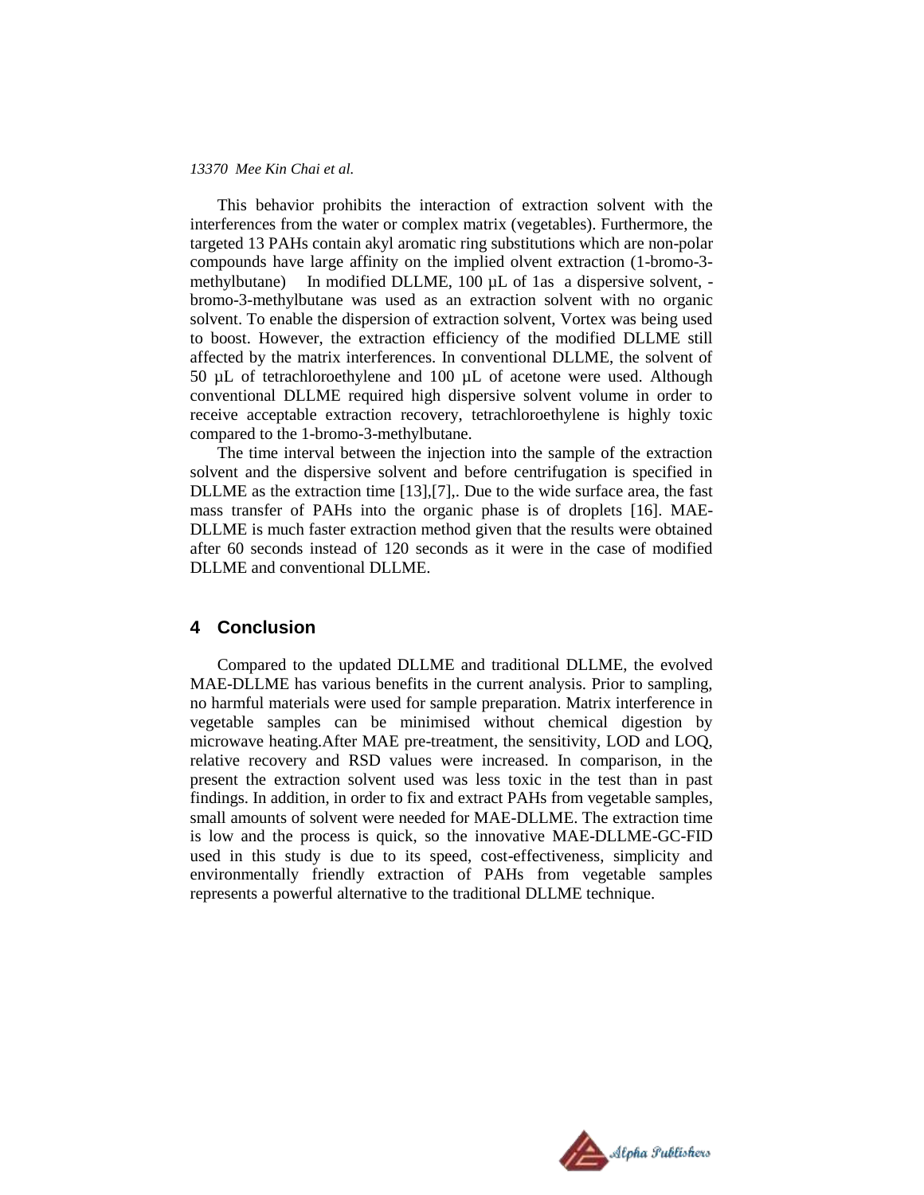This behavior prohibits the interaction of extraction solvent with the interferences from the water or complex matrix (vegetables). Furthermore, the targeted 13 PAHs contain akyl aromatic ring substitutions which are non-polar compounds have large affinity on the implied olvent extraction (1-bromo-3-methylbutane) In modified DLLME, 100 µL of 1as a dispersive solvent, -bromo-3-methylbutane was used as an extraction solvent with no organic solvent. To enable the dispersion of extraction solvent, Vortex was being used to boost. However, the extraction efficiency of the modified DLLME still affected by the matrix interferences. In conventional DLLME, the solvent of 50 µL of tetrachloroethylene and 100 µL of acetone were used. Although conventional DLLME required high dispersive solvent volume in order to receive acceptable extraction recovery, tetrachloroethylene is highly toxic compared to the 1-bromo-3-methylbutane.

The time interval between the injection into the sample of the extraction solvent and the dispersive solvent and before centrifugation is specified in DLLME as the extraction time [13],[7],. Due to the wide surface area, the fast mass transfer of PAHs into the organic phase is of droplets [16]. MAE-DLLME is much faster extraction method given that the results were obtained after 60 seconds instead of 120 seconds as it were in the case of modified DLLME and conventional DLLME.

## 4 Conclusion

Compared to the updated DLLME and traditional DLLME, the evolved MAE-DLLME has various benefits in the current analysis. Prior to sampling, no harmful materials were used for sample preparation. Matrix interference in vegetable samples can be minimised without chemical digestion by microwave heating.After MAE pre-treatment, the sensitivity, LOD and LOQ, relative recovery and RSD values were increased. In comparison, in the present the extraction solvent used was less toxic in the test than in past findings. In addition, in order to fix and extract PAHs from vegetable samples, small amounts of solvent were needed for MAE-DLLME. The extraction time is low and the process is quick, so the innovative MAE-DLLME-GC-FID used in this study is due to its speed, cost-effectiveness, simplicity and environmentally friendly extraction of PAHs from vegetable samples represents a powerful alternative to the traditional DLLME technique.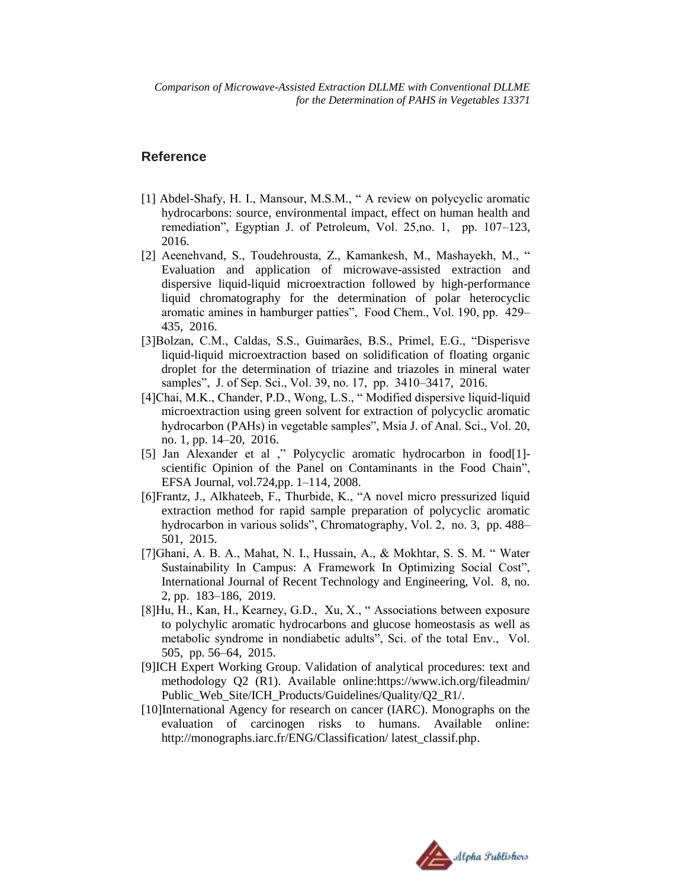## Reference

[1] Abdel-Shafy, H. I., Mansour, M.S.M., " A review on polycyclic aromatic hydrocarbons: source, environmental impact, effect on human health and remediation", Egyptian J. of Petroleum, Vol. 25,no. 1, pp. 107–123, 2016.

[2] Aeenehvand, S., Toudehrousta, Z., Kamankesh, M., Mashayekh, M., " Evaluation and application of microwave-assisted extraction and dispersive liquid-liquid microextraction followed by high-performance liquid chromatography for the determination of polar heterocyclic aromatic amines in hamburger patties", Food Chem., Vol. 190, pp. 429–435, 2016.

[3]Bolzan, C.M., Caldas, S.S., Guimarães, B.S., Primel, E.G., "Disperisve liquid-liquid microextraction based on solidification of floating organic droplet for the determination of triazine and triazoles in mineral water samples", J. of Sep. Sci., Vol. 39, no. 17, pp. 3410–3417, 2016.

[4]Chai, M.K., Chander, P.D., Wong, L.S., " Modified dispersive liquid-liquid microextraction using green solvent for extraction of polycyclic aromatic hydrocarbon (PAHs) in vegetable samples", Msia J. of Anal. Sci., Vol. 20, no. 1, pp. 14–20, 2016.

[5] Jan Alexander et al ," Polycyclic aromatic hydrocarbon in food[1]-scientific Opinion of the Panel on Contaminants in the Food Chain", EFSA Journal, vol.724,pp. 1–114, 2008.

[6]Frantz, J., Alkhateeb, F., Thurbide, K., "A novel micro pressurized liquid extraction method for rapid sample preparation of polycyclic aromatic hydrocarbon in various solids", Chromatography, Vol. 2, no. 3, pp. 488–501, 2015.

[7]Ghani, A. B. A., Mahat, N. I., Hussain, A., & Mokhtar, S. S. M. " Water Sustainability In Campus: A Framework In Optimizing Social Cost", International Journal of Recent Technology and Engineering, Vol. 8, no. 2, pp. 183–186, 2019.

[8]Hu, H., Kan, H., Kearney, G.D., Xu, X., " Associations between exposure to polychylic aromatic hydrocarbons and glucose homeostasis as well as metabolic syndrome in nondiabetic adults", Sci. of the total Env., Vol. 505, pp. 56–64, 2015.

[9]ICH Expert Working Group. Validation of analytical procedures: text and methodology Q2 (R1). Available online:https://www.ich.org/fileadmin/Public_Web_Site/ICH_Products/Guidelines/Quality/Q2_R1/.

[10]International Agency for research on cancer (IARC). Monographs on the evaluation of carcinogen risks to humans. Available online: http://monographs.iarc.fr/ENG/Classification/ latest_classif.php.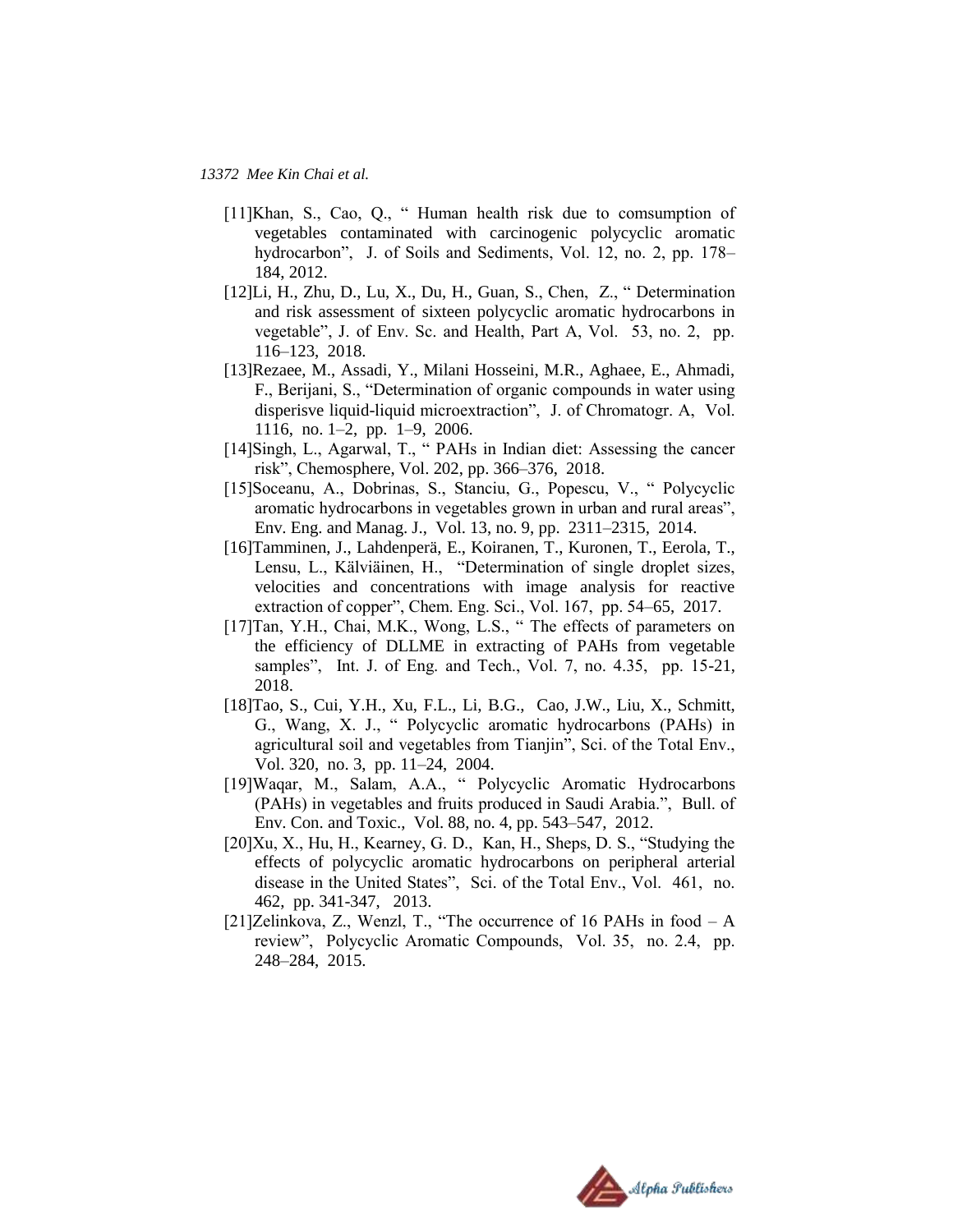[11]Khan, S., Cao, Q., " Human health risk due to comsumption of vegetables contaminated with carcinogenic polycyclic aromatic hydrocarbon", J. of Soils and Sediments, Vol. 12, no. 2, pp. 178–184, 2012.

[12]Li, H., Zhu, D., Lu, X., Du, H., Guan, S., Chen, Z., " Determination and risk assessment of sixteen polycyclic aromatic hydrocarbons in vegetable", J. of Env. Sc. and Health, Part A, Vol. 53, no. 2, pp. 116–123, 2018.

[13]Rezaee, M., Assadi, Y., Milani Hosseini, M.R., Aghaee, E., Ahmadi, F., Berijani, S., "Determination of organic compounds in water using disperisve liquid-liquid microextraction", J. of Chromatogr. A, Vol. 1116, no. 1–2, pp. 1–9, 2006.

[14]Singh, L., Agarwal, T., " PAHs in Indian diet: Assessing the cancer risk", Chemosphere, Vol. 202, pp. 366–376, 2018.

[15]Soceanu, A., Dobrinas, S., Stanciu, G., Popescu, V., " Polycyclic aromatic hydrocarbons in vegetables grown in urban and rural areas", Env. Eng. and Manag. J., Vol. 13, no. 9, pp. 2311–2315, 2014.

[16]Tamminen, J., Lahdenperä, E., Koiranen, T., Kuronen, T., Eerola, T., Lensu, L., Kälviäinen, H., "Determination of single droplet sizes, velocities and concentrations with image analysis for reactive extraction of copper", Chem. Eng. Sci., Vol. 167, pp. 54–65, 2017.

[17]Tan, Y.H., Chai, M.K., Wong, L.S., " The effects of parameters on the efficiency of DLLME in extracting of PAHs from vegetable samples", Int. J. of Eng. and Tech., Vol. 7, no. 4.35, pp. 15-21, 2018.

[18]Tao, S., Cui, Y.H., Xu, F.L., Li, B.G., Cao, J.W., Liu, X., Schmitt, G., Wang, X. J., " Polycyclic aromatic hydrocarbons (PAHs) in agricultural soil and vegetables from Tianjin", Sci. of the Total Env., Vol. 320, no. 3, pp. 11–24, 2004.

[19]Waqar, M., Salam, A.A., " Polycyclic Aromatic Hydrocarbons (PAHs) in vegetables and fruits produced in Saudi Arabia.", Bull. of Env. Con. and Toxic., Vol. 88, no. 4, pp. 543–547, 2012.

[20]Xu, X., Hu, H., Kearney, G. D., Kan, H., Sheps, D. S., "Studying the effects of polycyclic aromatic hydrocarbons on peripheral arterial disease in the United States", Sci. of the Total Env., Vol. 461, no. 462, pp. 341-347, 2013.

[21]Zelinkova, Z., Wenzl, T., "The occurrence of 16 PAHs in food – A review", Polycyclic Aromatic Compounds, Vol. 35, no. 2.4, pp. 248–284, 2015.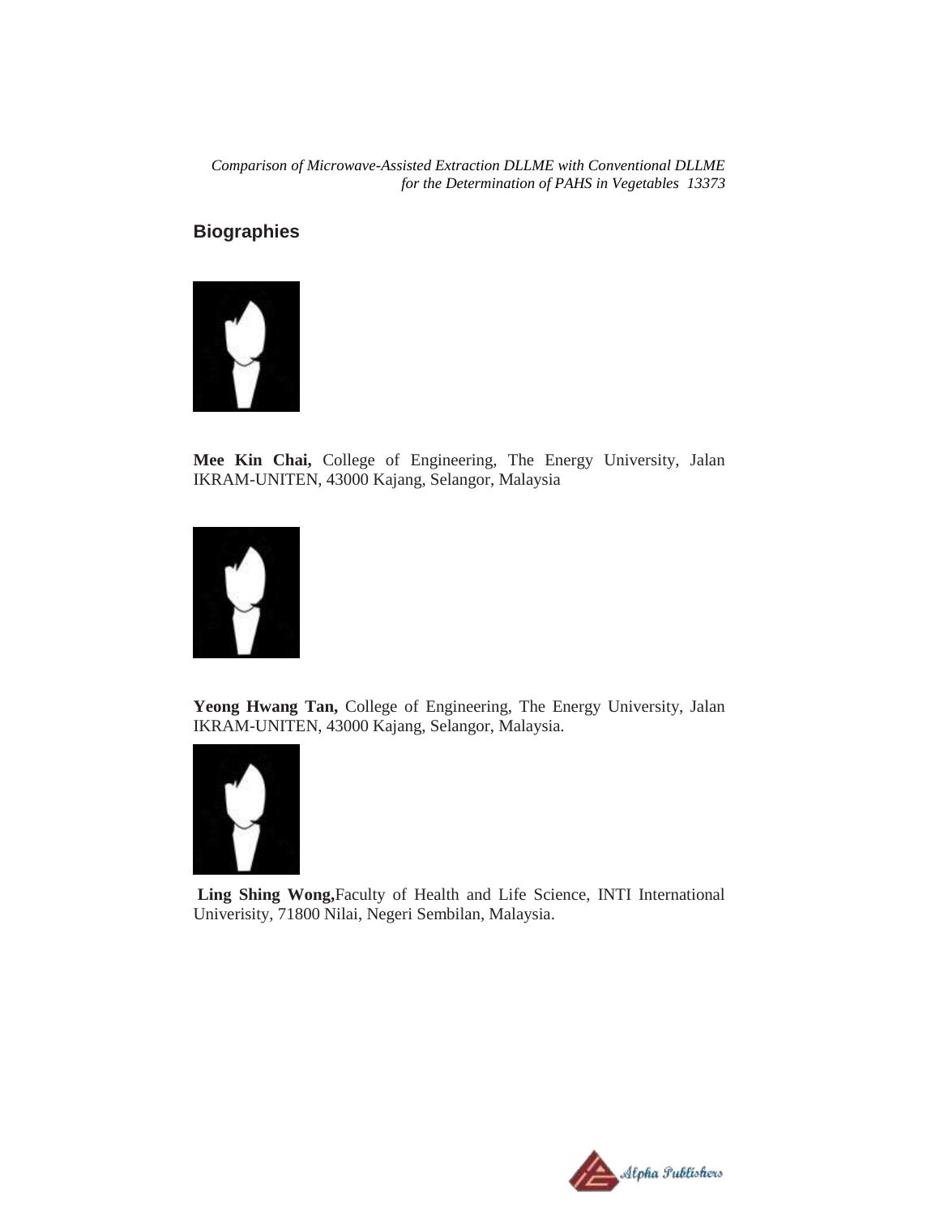## Biographies

**Mee Kin Chai,** College of Engineering, The Energy University, Jalan IKRAM-UNITEN, 43000 Kajang, Selangor, Malaysia

**Yeong Hwang Tan,** College of Engineering, The Energy University, Jalan IKRAM-UNITEN, 43000 Kajang, Selangor, Malaysia.

**Ling Shing Wong,**Faculty of Health and Life Science, INTI International Univerisity, 71800 Nilai, Negeri Sembilan, Malaysia.